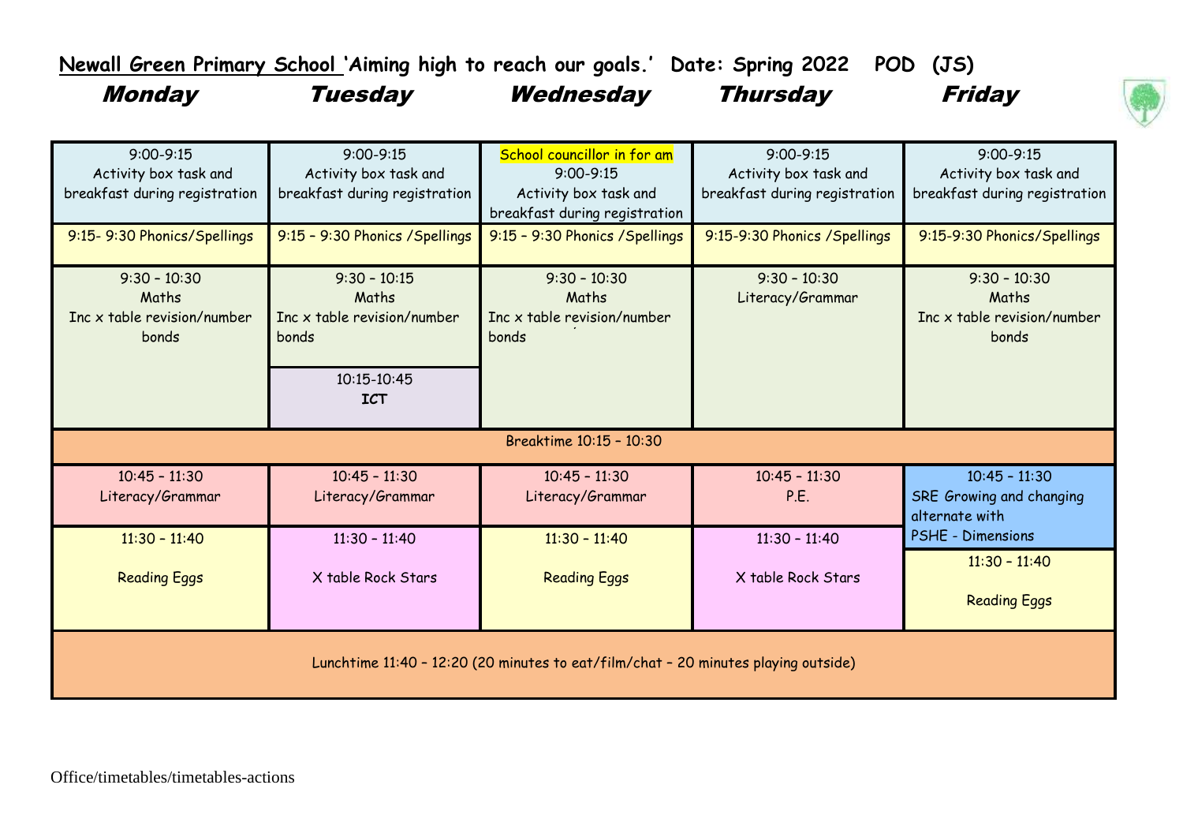**<u>Newall Green Primary School</u> 'Aiming high to reach our goals.' Date: Spring 2022 POD (JS)**

| *Monday* | *Tuesday* | *Wednesday* | *Thursday* | *Friday* |
|---|---|---|---|---|
| 9:00-9:15<br>Activity box task and breakfast during registration | 9:00-9:15<br>Activity box task and breakfast during registration | School councillor in for am<br>9:00-9:15<br>Activity box task and breakfast during registration | 9:00-9:15<br>Activity box task and breakfast during registration | 9:00-9:15<br>Activity box task and breakfast during registration |
| 9:15- 9:30 Phonics/Spellings | 9:15 – 9:30 Phonics /Spellings | 9:15 – 9:30 Phonics /Spellings | 9:15-9:30 Phonics /Spellings | 9:15-9:30 Phonics/Spellings |
| 9:30 – 10:30<br>Maths<br>Inc x table revision/number bonds | 9:30 – 10:15<br>Maths<br>Inc x table revision/number bonds<br><br>10:15-10:45<br>**ICT** | 9:30 – 10:30<br>Maths<br>Inc x table revision/number bonds | 9:30 – 10:30<br>Literacy/Grammar | 9:30 – 10:30<br>Maths<br>Inc x table revision/number bonds |
| Breaktime 10:15 – 10:30 | | | | |
| 10:45 – 11:30<br>Literacy/Grammar | 10:45 – 11:30<br>Literacy/Grammar | 10:45 – 11:30<br>Literacy/Grammar | 10:45 – 11:30<br>P.E. | 10:45 – 11:30<br>SRE Growing and changing alternate with<br>PSHE - Dimensions |
| 11:30 – 11:40<br>Reading Eggs | 11:30 – 11:40<br>X table Rock Stars | 11:30 – 11:40<br>Reading Eggs | 11:30 – 11:40<br>X table Rock Stars | 11:30 – 11:40<br>Reading Eggs |
| Lunchtime 11:40 – 12:20 (20 minutes to eat/film/chat – 20 minutes playing outside) | | | | |

Office/timetables/timetables-actions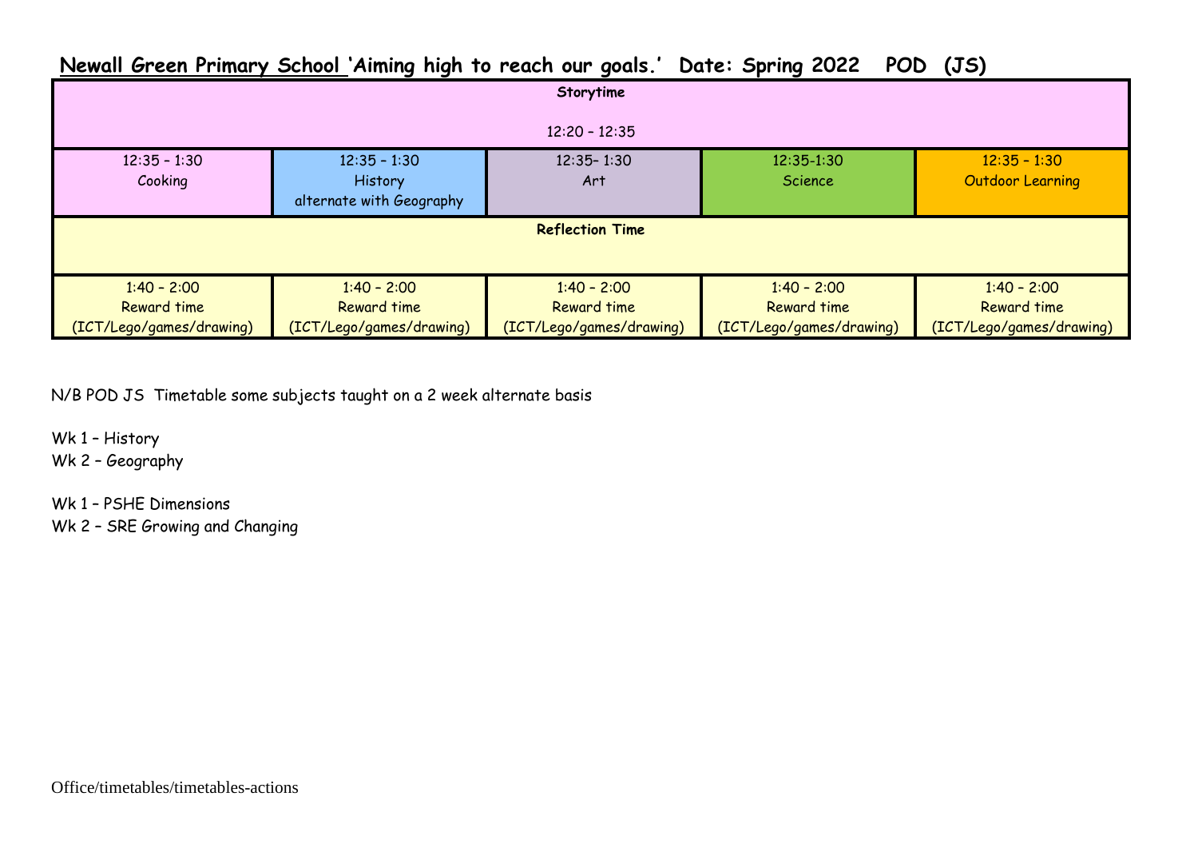**Newall Green Primary School 'Aiming high to reach our goals.' Date: Spring 2022 POD (JS)**

| | | | | |
|---|---|---|---|---|
| **Storytime** 12:20 – 12:35 | | | | |
| 12:35 – 1:30 Cooking | 12:35 – 1:30 History alternate with Geography | 12:35– 1:30 Art | 12:35-1:30 Science | 12:35 – 1:30 Outdoor Learning |
| **Reflection Time** | | | | |
| 1:40 – 2:00 Reward time (ICT/Lego/games/drawing) | 1:40 – 2:00 Reward time (ICT/Lego/games/drawing) | 1:40 – 2:00 Reward time (ICT/Lego/games/drawing) | 1:40 – 2:00 Reward time (ICT/Lego/games/drawing) | 1:40 – 2:00 Reward time (ICT/Lego/games/drawing) |

N/B POD JS Timetable some subjects taught on a 2 week alternate basis

Wk 1 – History
Wk 2 – Geography

Wk 1 – PSHE Dimensions
Wk 2 – SRE Growing and Changing

Office/timetables/timetables-actions